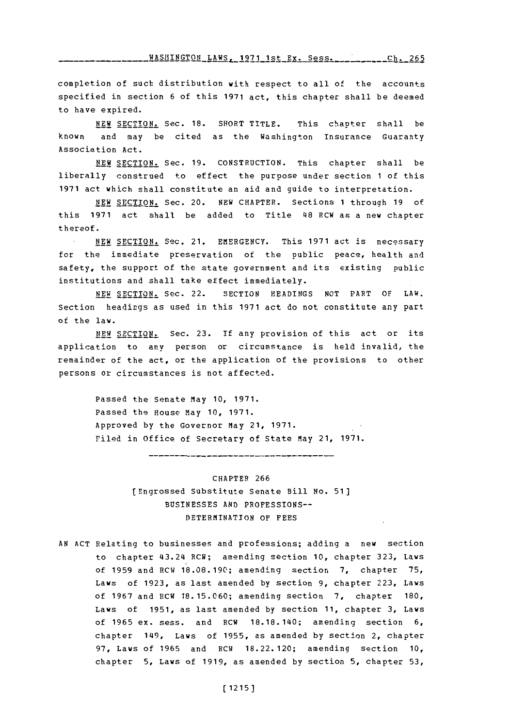completion of such distribution with respect to all of the accounts specified in section 6 of this 1971 act, this chapter shall be deemed to have expired.

NEW SECTION. Sec. 18. SHORT TITLE. This chapter shall be known and may be cited as the Washington Insurance Guaranty Association Act.

NEW SECTION. Sec. 19. CONSTRUCTION. This chapter shall be liberally construed to effect the purpose under section 1 of this 1971 act which shall constitute an aid and guide to interpretation.

NEW SECTION. Sec. 20. NEW CHAPTER. Sections 1 through 19 of this 1971 act shall be added to Title 48 RCW as a new chapter thereof.

NEW SECTION. Sec. 21. EMERGENCY. This 1971 act is necessary for the immediate preservation of the public peace, health and safety, the support of the state government and its existing public institutions and shall take effect immediately.

NEW SECTION. Sec. 22. SECTION HEADINGS NOT PART OF LAW. Section headings as used in this 1971 act do not constitute any part of the law.

NEW SECTION. Sec. 23. If any provision of this act or its application to any person or circumstance is held invalid, the remainder of the act, or the application of the provisions to other persons or circumstances is not affected.

Passed the Senate May 10, 1971.
Passed the House May 10, 1971.
Approved by the Governor May 21, 1971.
Filed in Office of Secretary of State May 21, 1971.

---

CHAPTER 266

[Engrossed Substitute Senate Bill No. 51]

BUSINESSES AND PROFESSIONS--
DETERMINATION OF FEES

AN ACT Relating to businesses and professions; adding a new section to chapter 43.24 RCW; amending section 10, chapter 323, Laws of 1959 and RCW 18.08.190; amending section 7, chapter 75, Laws of 1923, as last amended by section 9, chapter 223, Laws of 1967 and RCW 18.15.060; amending section 7, chapter 180, Laws of 1951, as last amended by section 11, chapter 3, Laws of 1965 ex. sess. and RCW 18.18.140; amending section 6, chapter 149, Laws of 1955, as amended by section 2, chapter 97, Laws of 1965 and RCW 18.22.120; amending section 10, chapter 5, Laws of 1919, as amended by section 5, chapter 53,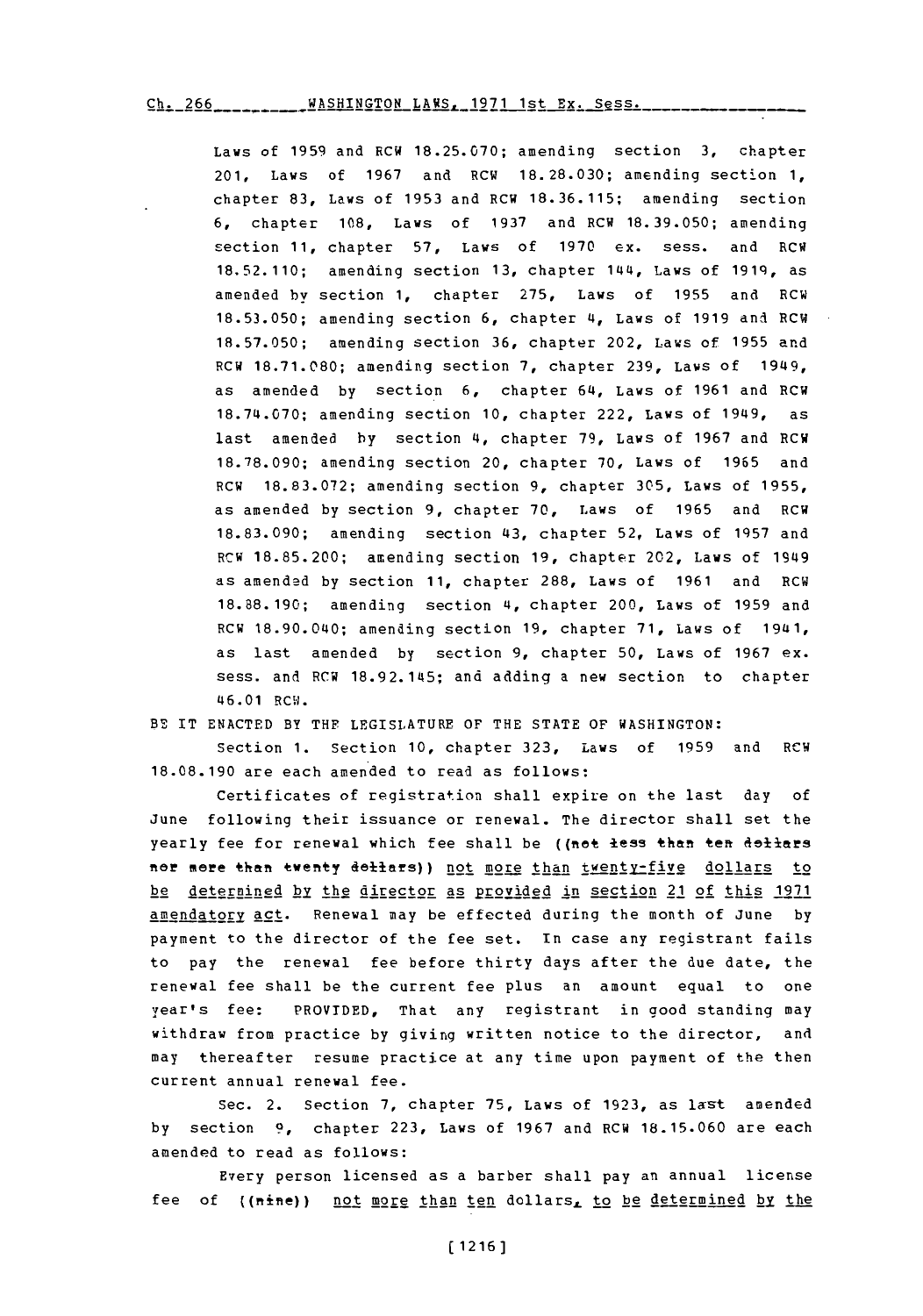Laws of 1959 and RCW 18.25.070; amending section 3, chapter 201, Laws of 1967 and RCW 18.28.030; amending section 1, chapter 83, Laws of 1953 and RCW 18.36.115; amending section 6, chapter 108, Laws of 1937 and RCW 18.39.050; amending section 11, chapter 57, Laws of 1970 ex. sess. and RCW 18.52.110; amending section 13, chapter 144, Laws of 1919, as amended by section 1, chapter 275, Laws of 1955 and RCW 18.53.050; amending section 6, chapter 4, Laws of 1919 and RCW 18.57.050; amending section 36, chapter 202, Laws of 1955 and RCW 18.71.080; amending section 7, chapter 239, Laws of 1949, as amended by section 6, chapter 64, Laws of 1961 and RCW 18.74.070; amending section 10, chapter 222, Laws of 1949, as last amended by section 4, chapter 79, Laws of 1967 and RCW 18.78.090; amending section 20, chapter 70, Laws of 1965 and RCW 18.83.072; amending section 9, chapter 305, Laws of 1955, as amended by section 9, chapter 70, Laws of 1965 and RCW 18.83.090; amending section 43, chapter 52, Laws of 1957 and RCW 18.85.200; amending section 19, chapter 202, Laws of 1949 as amended by section 11, chapter 288, Laws of 1961 and RCW 18.88.190; amending section 4, chapter 200, Laws of 1959 and RCW 18.90.040; amending section 19, chapter 71, Laws of 1941, as last amended by section 9, chapter 50, Laws of 1967 ex. sess. and RCW 18.92.145; and adding a new section to chapter 46.01 RCW.

BE IT ENACTED BY THE LEGISLATURE OF THE STATE OF WASHINGTON:

Section 1. Section 10, chapter 323, Laws of 1959 and RCW 18.08.190 are each amended to read as follows:

Certificates of registration shall expire on the last day of June following their issuance or renewal. The director shall set the yearly fee for renewal which fee shall be ((not less than ten dollars nor more than twenty dollars)) not more than twenty-five dollars to be determined by the director as provided in section 21 of this 1971 amendatory act. Renewal may be effected during the month of June by payment to the director of the fee set. In case any registrant fails to pay the renewal fee before thirty days after the due date, the renewal fee shall be the current fee plus an amount equal to one year's fee: PROVIDED, That any registrant in good standing may withdraw from practice by giving written notice to the director, and may thereafter resume practice at any time upon payment of the then current annual renewal fee.

Sec. 2. Section 7, chapter 75, Laws of 1923, as last amended by section 9, chapter 223, Laws of 1967 and RCW 18.15.060 are each amended to read as follows:

Every person licensed as a barber shall pay an annual license fee of ((nine)) not more than ten dollars, to be determined by the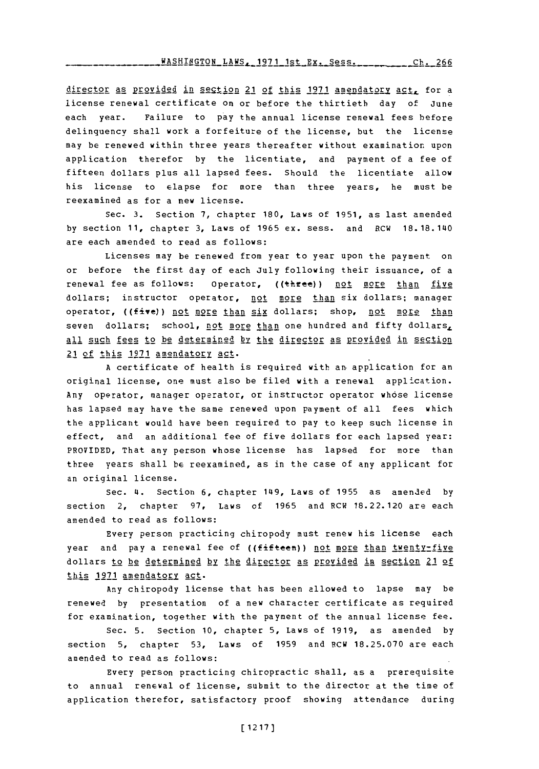director as provided in section 21 of this 1971 amendatory act, for a license renewal certificate on or before the thirtieth day of June each year. Failure to pay the annual license renewal fees before delinquency shall work a forfeiture of the license, but the license may be renewed within three years thereafter without examination upon application therefor by the licentiate, and payment of a fee of fifteen dollars plus all lapsed fees. Should the licentiate allow his license to elapse for more than three years, he must be reexamined as for a new license.

Sec. 3. Section 7, chapter 180, Laws of 1951, as last amended by section 11, chapter 3, Laws of 1965 ex. sess. and RCW 18.18.140 are each amended to read as follows:

Licenses may be renewed from year to year upon the payment on or before the first day of each July following their issuance, of a renewal fee as follows: Operator, ((three)) not more than five dollars; instructor operator, not more than six dollars; manager operator, ((five)) not more than six dollars; shop, not more than seven dollars; school, not more than one hundred and fifty dollars, all such fees to be determined by the director as provided in section 21 of this 1971 amendatory act.

A certificate of health is required with an application for an original license, one must also be filed with a renewal application. Any operator, manager operator, or instructor operator whose license has lapsed may have the same renewed upon payment of all fees which the applicant would have been required to pay to keep such license in effect, and an additional fee of five dollars for each lapsed year: PROVIDED, That any person whose license has lapsed for more than three years shall be reexamined, as in the case of any applicant for an original license.

Sec. 4. Section 6, chapter 149, Laws of 1955 as amended by section 2, chapter 97, Laws of 1965 and RCW 18.22.120 are each amended to read as follows:

Every person practicing chiropody must renew his license each year and pay a renewal fee of ((fifteen)) not more than twenty-five dollars to be determined by the director as provided in section 21 of this 1971 amendatory act.

Any chiropody license that has been allowed to lapse may be renewed by presentation of a new character certificate as required for examination, together with the payment of the annual license fee.

Sec. 5. Section 10, chapter 5, Laws of 1919, as amended by section 5, chapter 53, Laws of 1959 and RCW 18.25.070 are each amended to read as follows:

Every person practicing chiropractic shall, as a prerequisite to annual renewal of license, submit to the director at the time of application therefor, satisfactory proof showing attendance during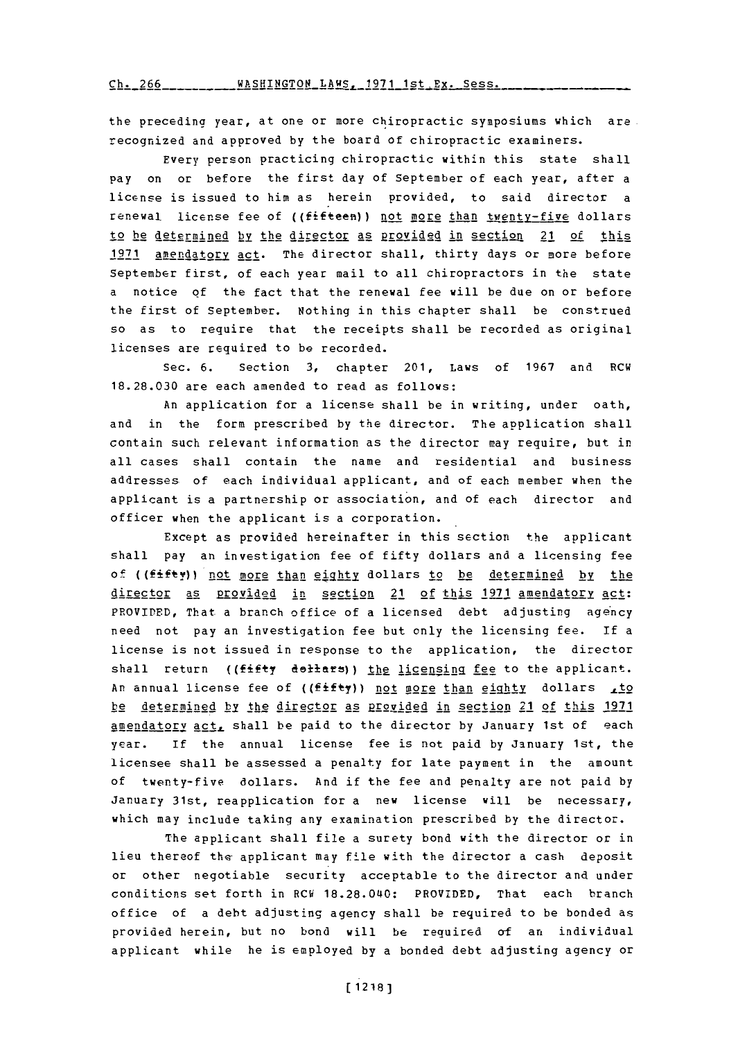the preceding year, at one or more chiropractic symposiums which are recognized and approved by the board of chiropractic examiners.

Every person practicing chiropractic within this state shall pay on or before the first day of September of each year, after a license is issued to him as herein provided, to said director a renewal license fee of ((fifteen)) not more than twenty-five dollars to be determined by the director as provided in section 21 of this 1971 amendatory act. The director shall, thirty days or more before September first, of each year mail to all chiropractors in the state a notice of the fact that the renewal fee will be due on or before the first of September. Nothing in this chapter shall be construed so as to require that the receipts shall be recorded as original licenses are required to be recorded.

Sec. 6. Section 3, chapter 201, Laws of 1967 and RCW 18.28.030 are each amended to read as follows:

An application for a license shall be in writing, under oath, and in the form prescribed by the director. The application shall contain such relevant information as the director may require, but in all cases shall contain the name and residential and business addresses of each individual applicant, and of each member when the applicant is a partnership or association, and of each director and officer when the applicant is a corporation.

Except as provided hereinafter in this section the applicant shall pay an investigation fee of fifty dollars and a licensing fee of ((fifty)) not more than eighty dollars to be determined by the director as provided in section 21 of this 1971 amendatory act: PROVIDED, That a branch office of a licensed debt adjusting agency need not pay an investigation fee but only the licensing fee. If a license is not issued in response to the application, the director shall return ((fifty dollars)) the licensing fee to the applicant. An annual license fee of ((fifty)) not more than eighty dollars, to be determined by the director as provided in section 21 of this 1971 amendatory act, shall be paid to the director by January 1st of each year. If the annual license fee is not paid by January 1st, the licensee shall be assessed a penalty for late payment in the amount of twenty-five dollars. And if the fee and penalty are not paid by January 31st, reapplication for a new license will be necessary, which may include taking any examination prescribed by the director.

The applicant shall file a surety bond with the director or in lieu thereof the applicant may file with the director a cash deposit or other negotiable security acceptable to the director and under conditions set forth in RCW 18.28.040: PROVIDED, That each branch office of a debt adjusting agency shall be required to be bonded as provided herein, but no bond will be required of an individual applicant while he is employed by a bonded debt adjusting agency or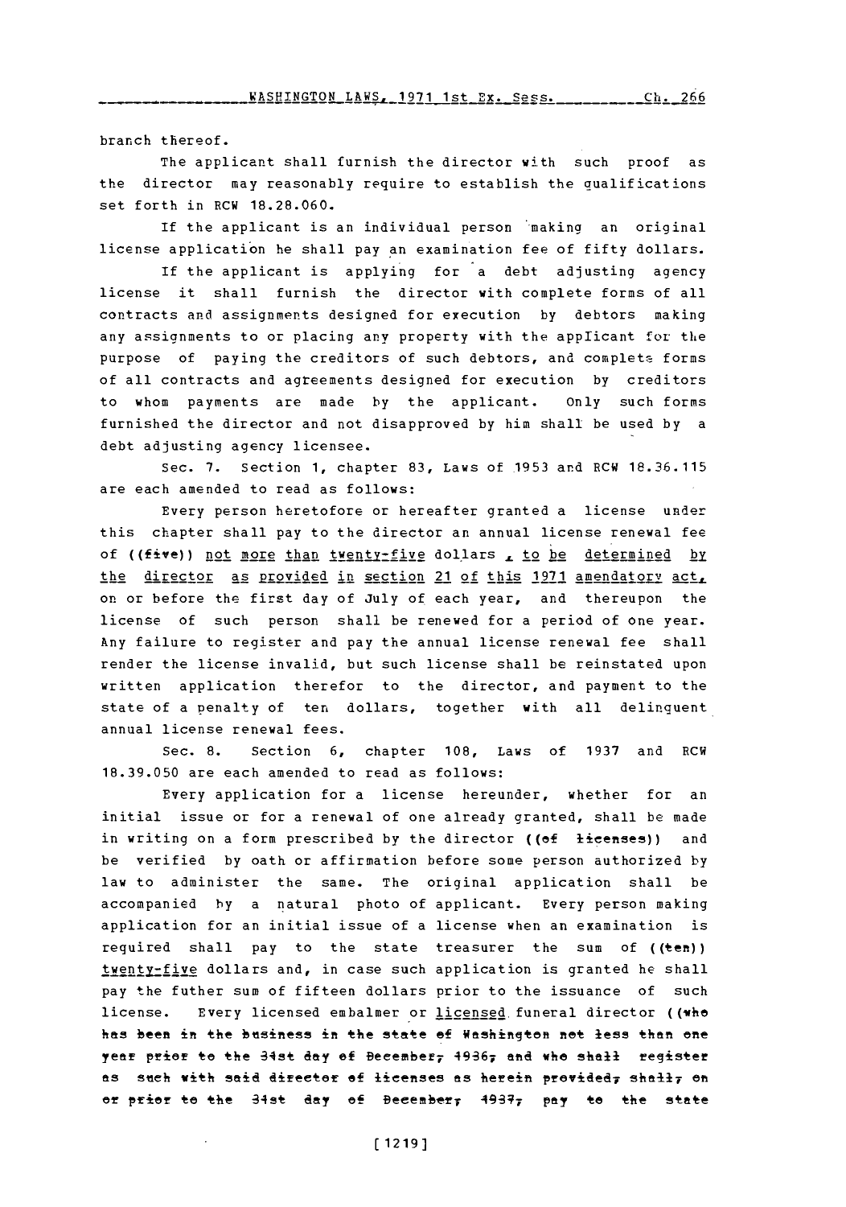branch thereof.

The applicant shall furnish the director with such proof as the director may reasonably require to establish the qualifications set forth in RCW 18.28.060.

If the applicant is an individual person making an original license application he shall pay an examination fee of fifty dollars.

If the applicant is applying for a debt adjusting agency license it shall furnish the director with complete forms of all contracts and assignments designed for execution by debtors making any assignments to or placing any property with the applicant for the purpose of paying the creditors of such debtors, and complete forms of all contracts and agreements designed for execution by creditors to whom payments are made by the applicant. Only such forms furnished the director and not disapproved by him shall be used by a debt adjusting agency licensee.

Sec. 7. Section 1, chapter 83, Laws of 1953 and RCW 18.36.115 are each amended to read as follows:

Every person heretofore or hereafter granted a license under this chapter shall pay to the director an annual license renewal fee of ((~~five~~)) not more than twenty-five dollars, to be determined by the director as provided in section 21 of this 1971 amendatory act, on or before the first day of July of each year, and thereupon the license of such person shall be renewed for a period of one year. Any failure to register and pay the annual license renewal fee shall render the license invalid, but such license shall be reinstated upon written application therefor to the director, and payment to the state of a penalty of ten dollars, together with all delinquent annual license renewal fees.

Sec. 8. Section 6, chapter 108, Laws of 1937 and RCW 18.39.050 are each amended to read as follows:

Every application for a license hereunder, whether for an initial issue or for a renewal of one already granted, shall be made in writing on a form prescribed by the director ((~~of licenses~~)) and be verified by oath or affirmation before some person authorized by law to administer the same. The original application shall be accompanied by a natural photo of applicant. Every person making application for an initial issue of a license when an examination is required shall pay to the state treasurer the sum of ((~~ten~~)) twenty-five dollars and, in case such application is granted he shall pay the futher sum of fifteen dollars prior to the issuance of such license. Every licensed embalmer or licensed funeral director ((~~who has been in the business in the state of Washington not less than one year prior to the 31st day of December, 1936, and who shall register as such with said director of licenses as herein provided, shall, on or prior to the 31st day of December, 1937, pay to the state~~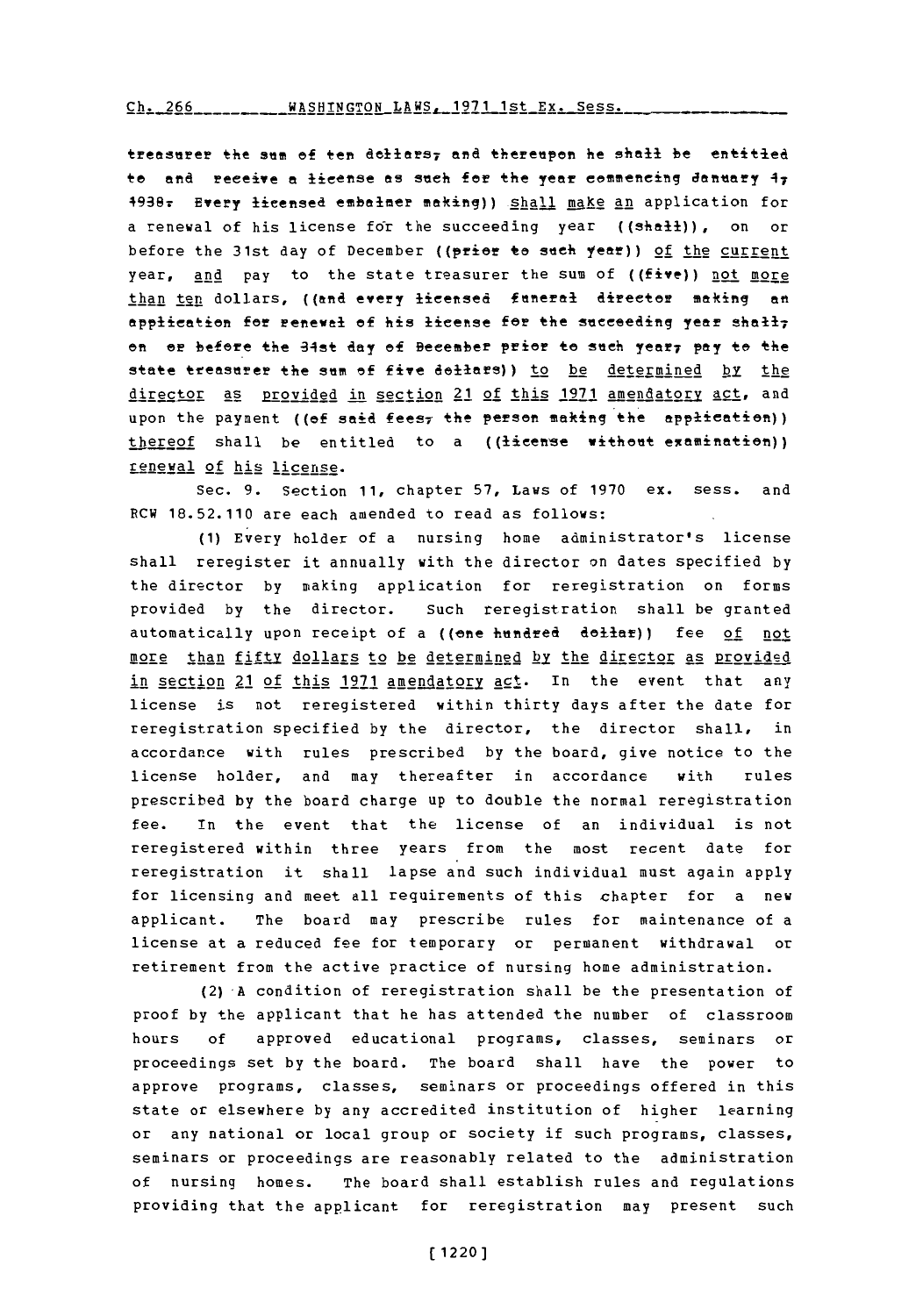treasurer the sum of ten dollars, and thereupon he shall be entitled to and receive a license as such for the year commencing January 1, 1938. Every licensed embalmer making)) shall make an application for a renewal of his license for the succeeding year ((shall)), on or before the 31st day of December ((prior to such year)) of the current year, and pay to the state treasurer the sum of ((five)) not more than ten dollars, ((and every licensed funeral director making an application for renewal of his license for the succeeding year shall, on or before the 31st day of December prior to such year, pay to the state treasurer the sum of five dollars)) to be determined by the director as provided in section 21 of this 1971 amendatory act, and upon the payment ((of said fees, the person making the application)) thereof shall be entitled to a ((license without examination)) renewal of his license.

Sec. 9. Section 11, chapter 57, Laws of 1970 ex. sess. and RCW 18.52.110 are each amended to read as follows:

(1) Every holder of a nursing home administrator's license shall reregister it annually with the director on dates specified by the director by making application for reregistration on forms provided by the director. Such reregistration shall be granted automatically upon receipt of a ((one hundred dollar)) fee of not more than fifty dollars to be determined by the director as provided in section 21 of this 1971 amendatory act. In the event that any license is not reregistered within thirty days after the date for reregistration specified by the director, the director shall, in accordance with rules prescribed by the board, give notice to the license holder, and may thereafter in accordance with rules prescribed by the board charge up to double the normal reregistration fee. In the event that the license of an individual is not reregistered within three years from the most recent date for reregistration it shall lapse and such individual must again apply for licensing and meet all requirements of this chapter for a new applicant. The board may prescribe rules for maintenance of a license at a reduced fee for temporary or permanent withdrawal or retirement from the active practice of nursing home administration.

(2) A condition of reregistration shall be the presentation of proof by the applicant that he has attended the number of classroom hours of approved educational programs, classes, seminars or proceedings set by the board. The board shall have the power to approve programs, classes, seminars or proceedings offered in this state or elsewhere by any accredited institution of higher learning or any national or local group or society if such programs, classes, seminars or proceedings are reasonably related to the administration of nursing homes. The board shall establish rules and regulations providing that the applicant for reregistration may present such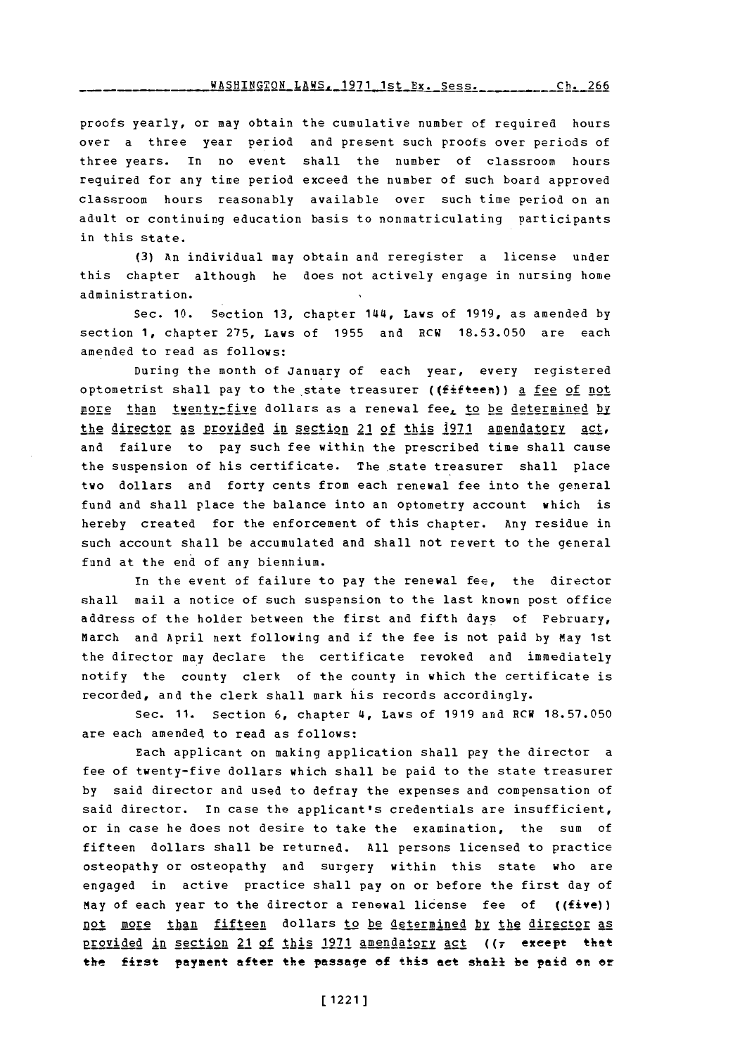proofs yearly, or may obtain the cumulative number of required hours over a three year period and present such proofs over periods of three years. In no event shall the number of classroom hours required for any time period exceed the number of such board approved classroom hours reasonably available over such time period on an adult or continuing education basis to nonmatriculating participants in this state.

(3) An individual may obtain and reregister a license under this chapter although he does not actively engage in nursing home administration.

Sec. 10. Section 13, chapter 144, Laws of 1919, as amended by section 1, chapter 275, Laws of 1955 and RCW 18.53.050 are each amended to read as follows:

During the month of January of each year, every registered optometrist shall pay to the state treasurer ((~~fifteen~~)) a fee of not more than twenty-five dollars as a renewal fee, to be determined by the director as provided in section 21 of this 1971 amendatory act, and failure to pay such fee within the prescribed time shall cause the suspension of his certificate. The state treasurer shall place two dollars and forty cents from each renewal fee into the general fund and shall place the balance into an optometry account which is hereby created for the enforcement of this chapter. Any residue in such account shall be accumulated and shall not revert to the general fund at the end of any biennium.

In the event of failure to pay the renewal fee, the director shall mail a notice of such suspension to the last known post office address of the holder between the first and fifth days of February, March and April next following and if the fee is not paid by May 1st the director may declare the certificate revoked and immediately notify the county clerk of the county in which the certificate is recorded, and the clerk shall mark his records accordingly.

Sec. 11. Section 6, chapter 4, Laws of 1919 and RCW 18.57.050 are each amended to read as follows:

Each applicant on making application shall pay the director a fee of twenty-five dollars which shall be paid to the state treasurer by said director and used to defray the expenses and compensation of said director. In case the applicant's credentials are insufficient, or in case he does not desire to take the examination, the sum of fifteen dollars shall be returned. All persons licensed to practice osteopathy or osteopathy and surgery within this state who are engaged in active practice shall pay on or before the first day of May of each year to the director a renewal license fee of ((~~five~~)) not more than fifteen dollars to be determined by the director as provided in section 21 of this 1971 amendatory act ((~~, except that the first payment after the passage of this act shall be paid on or~~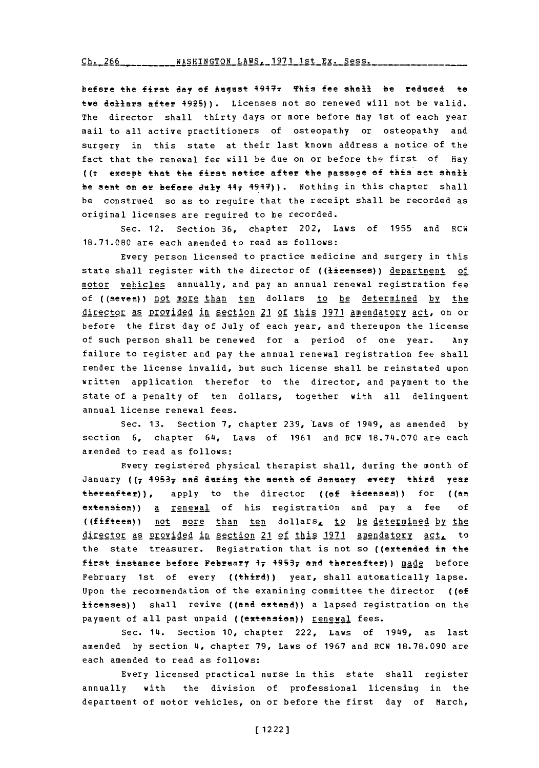before the first day of August 1947. This fee shall be reduced to two dollars after 1925)). Licenses not so renewed will not be valid. The director shall thirty days or more before May 1st of each year mail to all active practitioners of osteopathy or osteopathy and surgery in this state at their last known address a notice of the fact that the renewal fee will be due on or before the first of May ((: except that the first notice after the passage of this act shall be sent on or before July 11, 1947)). Nothing in this chapter shall be construed so as to require that the receipt shall be recorded as original licenses are required to be recorded.

Sec. 12. Section 36, chapter 202, Laws of 1955 and RCW 18.71.080 are each amended to read as follows:

Every person licensed to practice medicine and surgery in this state shall register with the director of ((licenses)) department of motor vehicles annually, and pay an annual renewal registration fee of ((seven)) not more than ten dollars to be determined by the director as provided in section 21 of this 1971 amendatory act, on or before the first day of July of each year, and thereupon the license of such person shall be renewed for a period of one year. Any failure to register and pay the annual renewal registration fee shall render the license invalid, but such license shall be reinstated upon written application therefor to the director, and payment to the state of a penalty of ten dollars, together with all delinquent annual license renewal fees.

Sec. 13. Section 7, chapter 239, Laws of 1949, as amended by section 6, chapter 64, Laws of 1961 and RCW 18.74.070 are each amended to read as follows:

Every registered physical therapist shall, during the month of January ((, 1953, and during the month of January every third year thereafter)), apply to the director ((of licenses)) for ((an extension)) a renewal of his registration and pay a fee of ((fifteen)) not more than ten dollars, to be determined by the director as provided in section 21 of this 1971 amendatory act, to the state treasurer. Registration that is not so ((extended in the first instance before February 1, 1953, and thereafter)) made before February 1st of every ((third)) year, shall automatically lapse. Upon the recommendation of the examining committee the director ((of licenses)) shall revive ((and extend)) a lapsed registration on the payment of all past unpaid ((extension)) renewal fees.

Sec. 14. Section 10, chapter 222, Laws of 1949, as last amended by section 4, chapter 79, Laws of 1967 and RCW 18.78.090 are each amended to read as follows:

Every licensed practical nurse in this state shall register annually with the division of professional licensing in the department of motor vehicles, on or before the first day of March,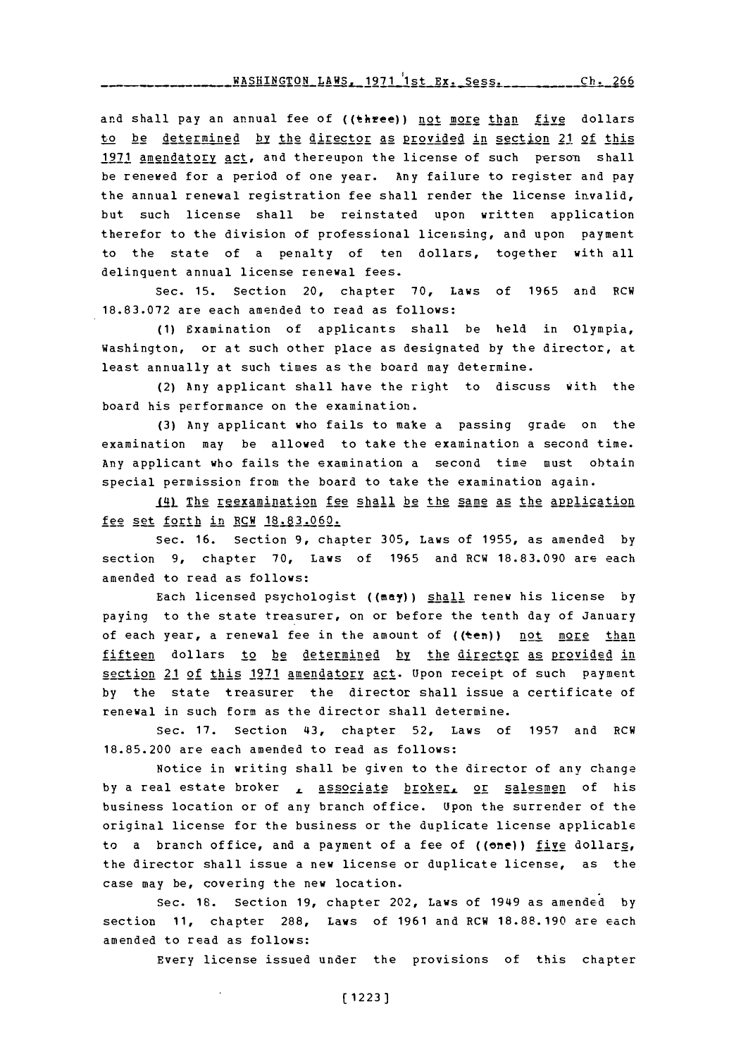and shall pay an annual fee of ((three)) not more than five dollars to be determined by the director as provided in section 21 of this 1971 amendatory act, and thereupon the license of such person shall be renewed for a period of one year. Any failure to register and pay the annual renewal registration fee shall render the license invalid, but such license shall be reinstated upon written application therefor to the division of professional licensing, and upon payment to the state of a penalty of ten dollars, together with all delinquent annual license renewal fees.

Sec. 15. Section 20, chapter 70, Laws of 1965 and RCW 18.83.072 are each amended to read as follows:

(1) Examination of applicants shall be held in Olympia, Washington, or at such other place as designated by the director, at least annually at such times as the board may determine.

(2) Any applicant shall have the right to discuss with the board his performance on the examination.

(3) Any applicant who fails to make a passing grade on the examination may be allowed to take the examination a second time. Any applicant who fails the examination a second time must obtain special permission from the board to take the examination again.

(4) The reexamination fee shall be the same as the application fee set forth in RCW 18.83.060.

Sec. 16. Section 9, chapter 305, Laws of 1955, as amended by section 9, chapter 70, Laws of 1965 and RCW 18.83.090 are each amended to read as follows:

Each licensed psychologist ((may)) shall renew his license by paying to the state treasurer, on or before the tenth day of January of each year, a renewal fee in the amount of ((ten)) not more than fifteen dollars to be determined by the director as provided in section 21 of this 1971 amendatory act. Upon receipt of such payment by the state treasurer the director shall issue a certificate of renewal in such form as the director shall determine.

Sec. 17. Section 43, chapter 52, Laws of 1957 and RCW 18.85.200 are each amended to read as follows:

Notice in writing shall be given to the director of any change by a real estate broker, associate broker, or salesmen of his business location or of any branch office. Upon the surrender of the original license for the business or the duplicate license applicable to a branch office, and a payment of a fee of ((one)) five dollars, the director shall issue a new license or duplicate license, as the case may be, covering the new location.

Sec. 18. Section 19, chapter 202, Laws of 1949 as amended by section 11, chapter 288, Laws of 1961 and RCW 18.88.190 are each amended to read as follows:

Every license issued under the provisions of this chapter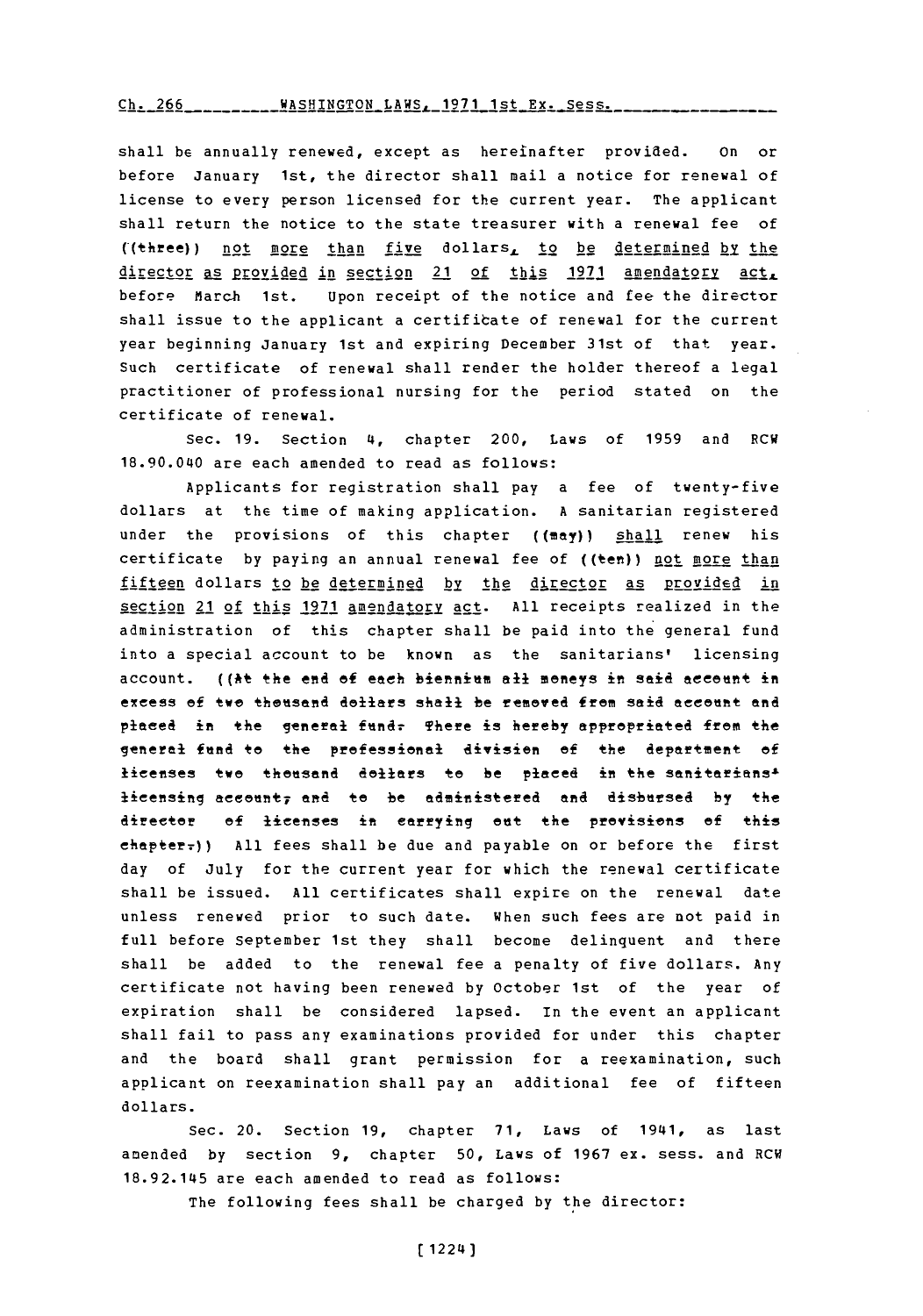shall be annually renewed, except as hereinafter provided. On or before January 1st, the director shall mail a notice for renewal of license to every person licensed for the current year. The applicant shall return the notice to the state treasurer with a renewal fee of ((three)) not more than five dollars, to be determined by the director as provided in section 21 of this 1971 amendatory act, before March 1st. Upon receipt of the notice and fee the director shall issue to the applicant a certificate of renewal for the current year beginning January 1st and expiring December 31st of that year. Such certificate of renewal shall render the holder thereof a legal practitioner of professional nursing for the period stated on the certificate of renewal.

Sec. 19. Section 4, chapter 200, Laws of 1959 and RCW 18.90.040 are each amended to read as follows:

Applicants for registration shall pay a fee of twenty-five dollars at the time of making application. A sanitarian registered under the provisions of this chapter ((may)) shall renew his certificate by paying an annual renewal fee of ((ten)) not more than fifteen dollars to be determined by the director as provided in section 21 of this 1971 amendatory act. All receipts realized in the administration of this chapter shall be paid into the general fund into a special account to be known as the sanitarians' licensing account. ((At the end of each biennium all moneys in said account in excess of two thousand dollars shall be removed from said account and placed in the general fund. There is hereby appropriated from the general fund to the professional division of the department of licenses two thousand dollars to be placed in the sanitarians' licensing account, and to be administered and disbursed by the director of licenses in carrying out the provisions of this chapter.)) All fees shall be due and payable on or before the first day of July for the current year for which the renewal certificate shall be issued. All certificates shall expire on the renewal date unless renewed prior to such date. When such fees are not paid in full before September 1st they shall become delinquent and there shall be added to the renewal fee a penalty of five dollars. Any certificate not having been renewed by October 1st of the year of expiration shall be considered lapsed. In the event an applicant shall fail to pass any examinations provided for under this chapter and the board shall grant permission for a reexamination, such applicant on reexamination shall pay an additional fee of fifteen dollars.

Sec. 20. Section 19, chapter 71, Laws of 1941, as last amended by section 9, chapter 50, Laws of 1967 ex. sess. and RCW 18.92.145 are each amended to read as follows:

The following fees shall be charged by the director: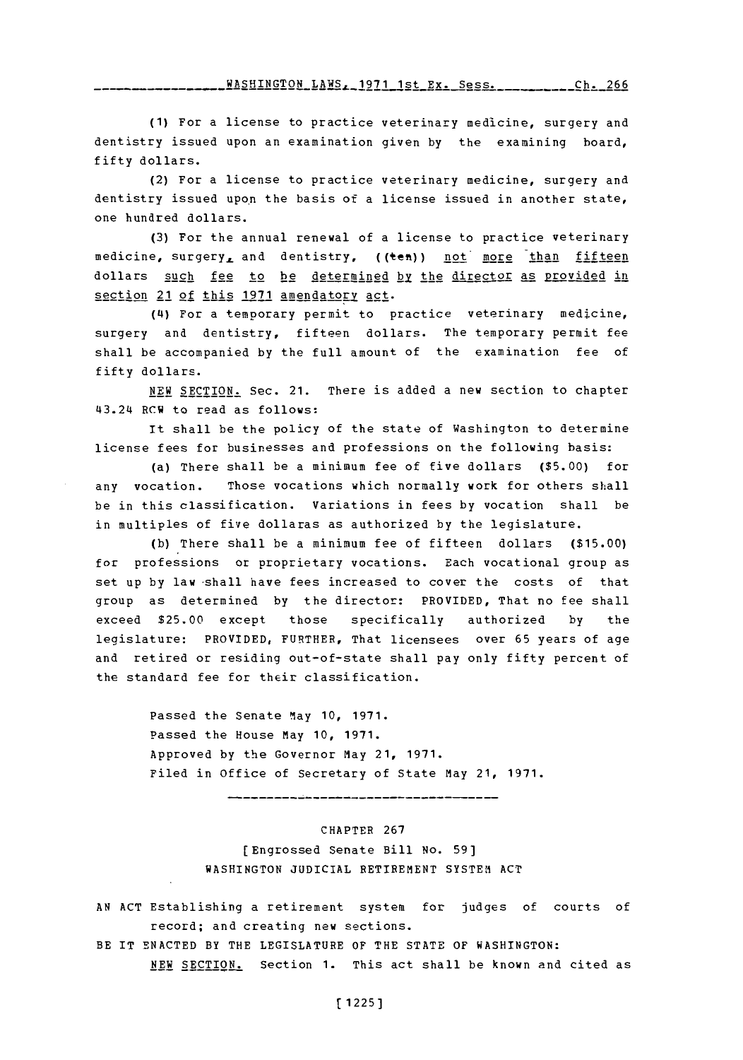(1) For a license to practice veterinary medicine, surgery and dentistry issued upon an examination given by the examining board, fifty dollars.

(2) For a license to practice veterinary medicine, surgery and dentistry issued upon the basis of a license issued in another state, one hundred dollars.

(3) For the annual renewal of a license to practice veterinary medicine, surgery, and dentistry, ((ten)) not more than fifteen dollars such fee to be determined by the director as provided in section 21 of this 1971 amendatory act.

(4) For a temporary permit to practice veterinary medicine, surgery and dentistry, fifteen dollars. The temporary permit fee shall be accompanied by the full amount of the examination fee of fifty dollars.

NEW SECTION. Sec. 21. There is added a new section to chapter 43.24 RCW to read as follows:

It shall be the policy of the state of Washington to determine license fees for businesses and professions on the following basis:

(a) There shall be a minimum fee of five dollars ($5.00) for any vocation. Those vocations which normally work for others shall be in this classification. Variations in fees by vocation shall be in multiples of five dollaras as authorized by the legislature.

(b) There shall be a minimum fee of fifteen dollars ($15.00) for professions or proprietary vocations. Each vocational group as set up by law shall have fees increased to cover the costs of that group as determined by the director: PROVIDED, That no fee shall exceed $25.00 except those specifically authorized by the legislature: PROVIDED, FURTHER, That licensees over 65 years of age and retired or residing out-of-state shall pay only fifty percent of the standard fee for their classification.

Passed the Senate May 10, 1971.
Passed the House May 10, 1971.
Approved by the Governor May 21, 1971.
Filed in Office of Secretary of State May 21, 1971.

---

## CHAPTER 267

[Engrossed Senate Bill No. 59]

WASHINGTON JUDICIAL RETIREMENT SYSTEM ACT

AN ACT Establishing a retirement system for judges of courts of record; and creating new sections.

BE IT ENACTED BY THE LEGISLATURE OF THE STATE OF WASHINGTON:

NEW SECTION. Section 1. This act shall be known and cited as